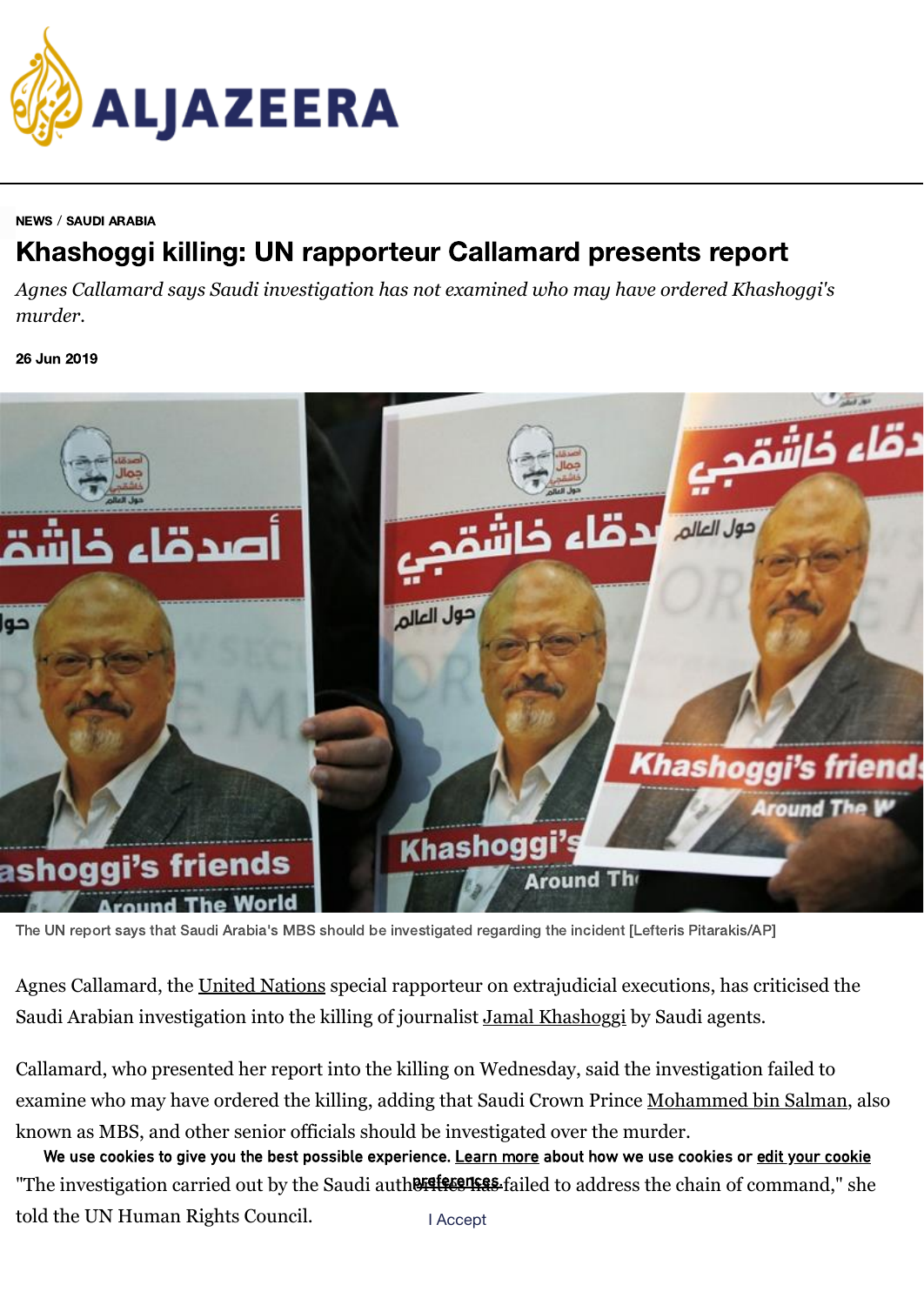NEWS / SAUDI ARABIA

# Khashoggi killing: UN rapporteur Callamard presents report

*Agnes Callamard says Saudi investigation has not examined who may have ordered Khashoggi's murder.*

**26 Jun 2019**

The UN report says that Saudi Arabia's MBS should be investigated regarding the incident [Lefteris Pitarakis/AP]

Agnes Callamard, the United Nations special rapporteur on extrajudicial executions, has criticised the Saudi Arabian investigation into the killing of journalist Jamal Khashoggi by Saudi agents.

Callamard, who presented her report into the killing on Wednesday, said the investigation failed to examine who may have ordered the killing, adding that Saudi Crown Prince Mohammed bin Salman, also known as MBS, and other senior officials should be investigated over the murder.

"The investigation carried out by the Saudi authorities has failed to address the chain of command," she told the UN Human Rights Council.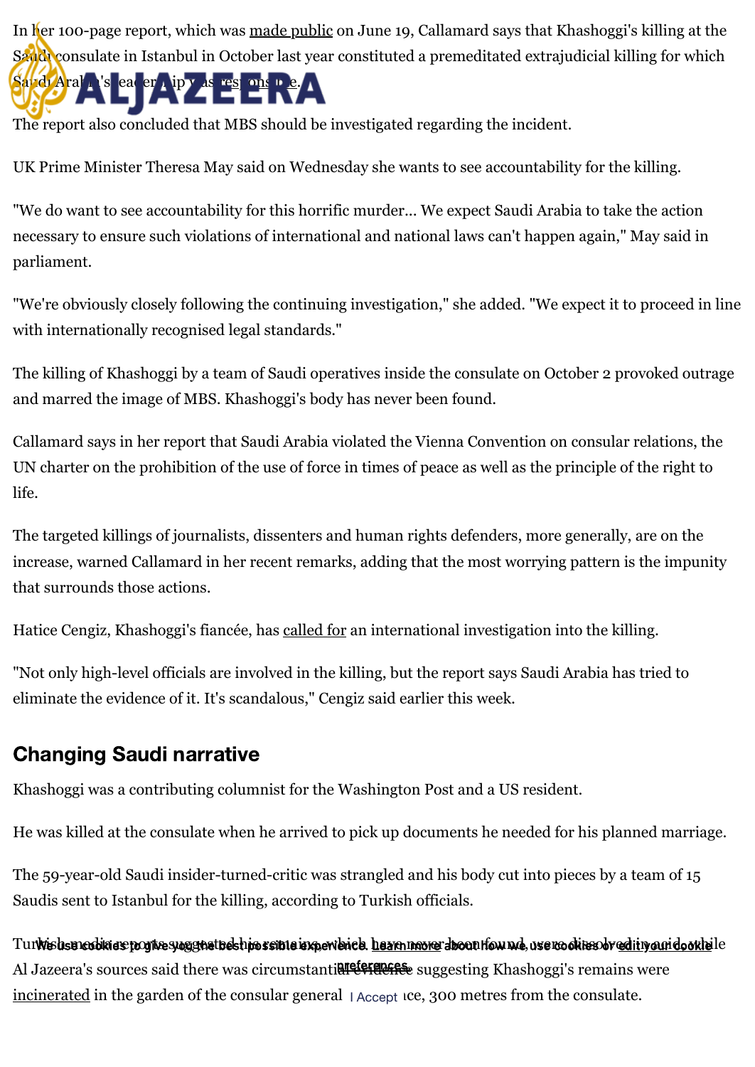In her 100-page report, which was made public on June 19, Callamard says that Khashoggi's killing at the Saudi consulate in Istanbul in October last year constituted a premeditated extrajudicial killing for which Saudi Arabia's leadership was responsible.

The report also concluded that MBS should be investigated regarding the incident.

UK Prime Minister Theresa May said on Wednesday she wants to see accountability for the killing.

"We do want to see accountability for this horrific murder... We expect Saudi Arabia to take the action necessary to ensure such violations of international and national laws can't happen again," May said in parliament.

"We're obviously closely following the continuing investigation," she added. "We expect it to proceed in line with internationally recognised legal standards."

The killing of Khashoggi by a team of Saudi operatives inside the consulate on October 2 provoked outrage and marred the image of MBS. Khashoggi's body has never been found.

Callamard says in her report that Saudi Arabia violated the Vienna Convention on consular relations, the UN charter on the prohibition of the use of force in times of peace as well as the principle of the right to life.

The targeted killings of journalists, dissenters and human rights defenders, more generally, are on the increase, warned Callamard in her recent remarks, adding that the most worrying pattern is the impunity that surrounds those actions.

Hatice Cengiz, Khashoggi's fiancée, has called for an international investigation into the killing.

"Not only high-level officials are involved in the killing, but the report says Saudi Arabia has tried to eliminate the evidence of it. It's scandalous," Cengiz said earlier this week.

## Changing Saudi narrative

Khashoggi was a contributing columnist for the Washington Post and a US resident.

He was killed at the consulate when he arrived to pick up documents he needed for his planned marriage.

The 59-year-old Saudi insider-turned-critic was strangled and his body cut into pieces by a team of 15 Saudis sent to Istanbul for the killing, according to Turkish officials.

Turkish media reports suggested his remains, which have never been found, were dissolved in acid, while Al Jazeera's sources said there was circumstantial evidence suggesting Khashoggi's remains were incinerated in the garden of the consular general's residence, 300 metres from the consulate.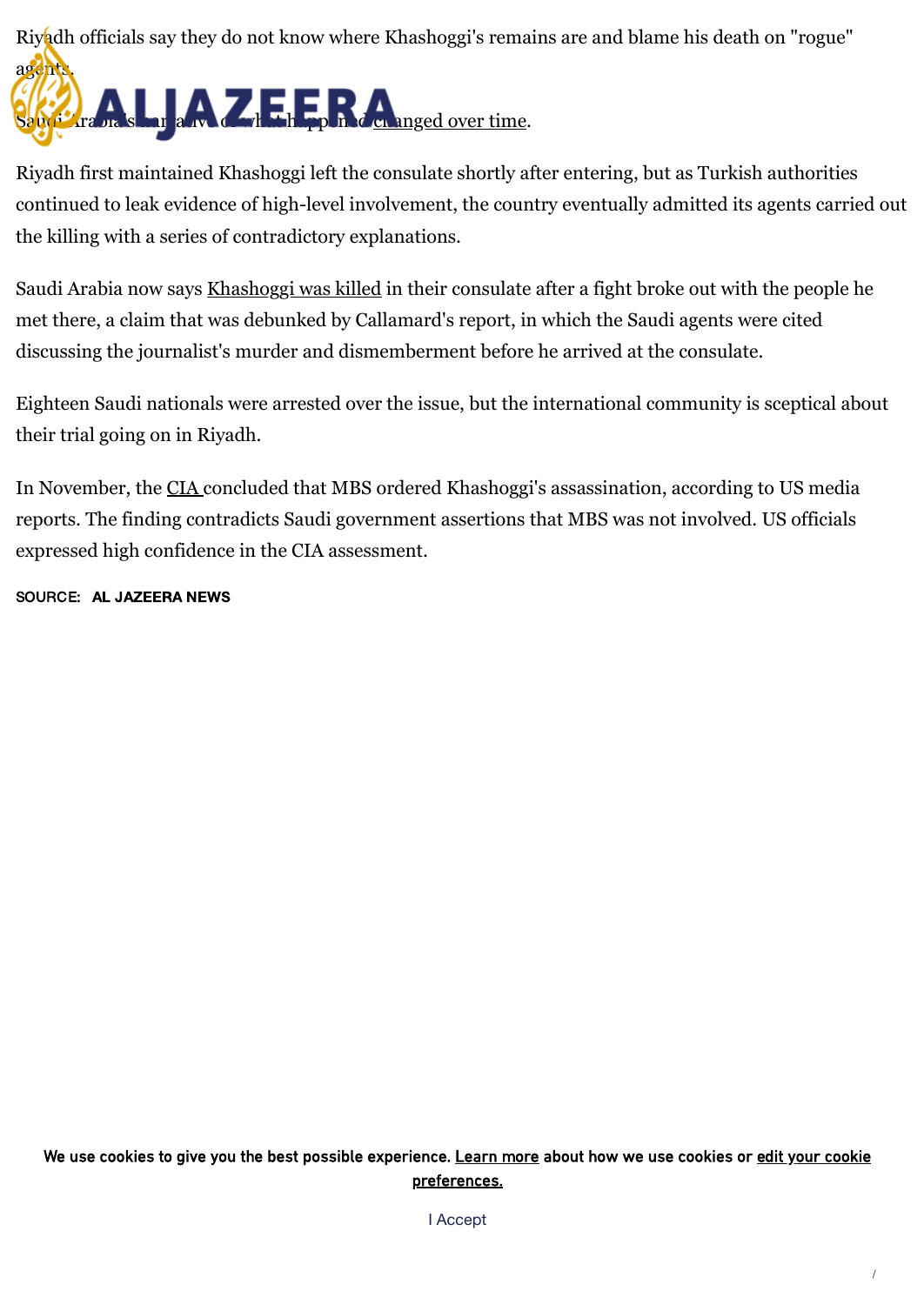Riyadh officials say they do not know where Khashoggi's remains are and blame his death on "rogue" agents.

Saudi Arabia's narrative of what happened changed over time.

Riyadh first maintained Khashoggi left the consulate shortly after entering, but as Turkish authorities continued to leak evidence of high-level involvement, the country eventually admitted its agents carried out the killing with a series of contradictory explanations.

Saudi Arabia now says Khashoggi was killed in their consulate after a fight broke out with the people he met there, a claim that was debunked by Callamard's report, in which the Saudi agents were cited discussing the journalist's murder and dismemberment before he arrived at the consulate.

Eighteen Saudi nationals were arrested over the issue, but the international community is sceptical about their trial going on in Riyadh.

In November, the CIA concluded that MBS ordered Khashoggi's assassination, according to US media reports. The finding contradicts Saudi government assertions that MBS was not involved. US officials expressed high confidence in the CIA assessment.

**SOURCE: AL JAZEERA NEWS**